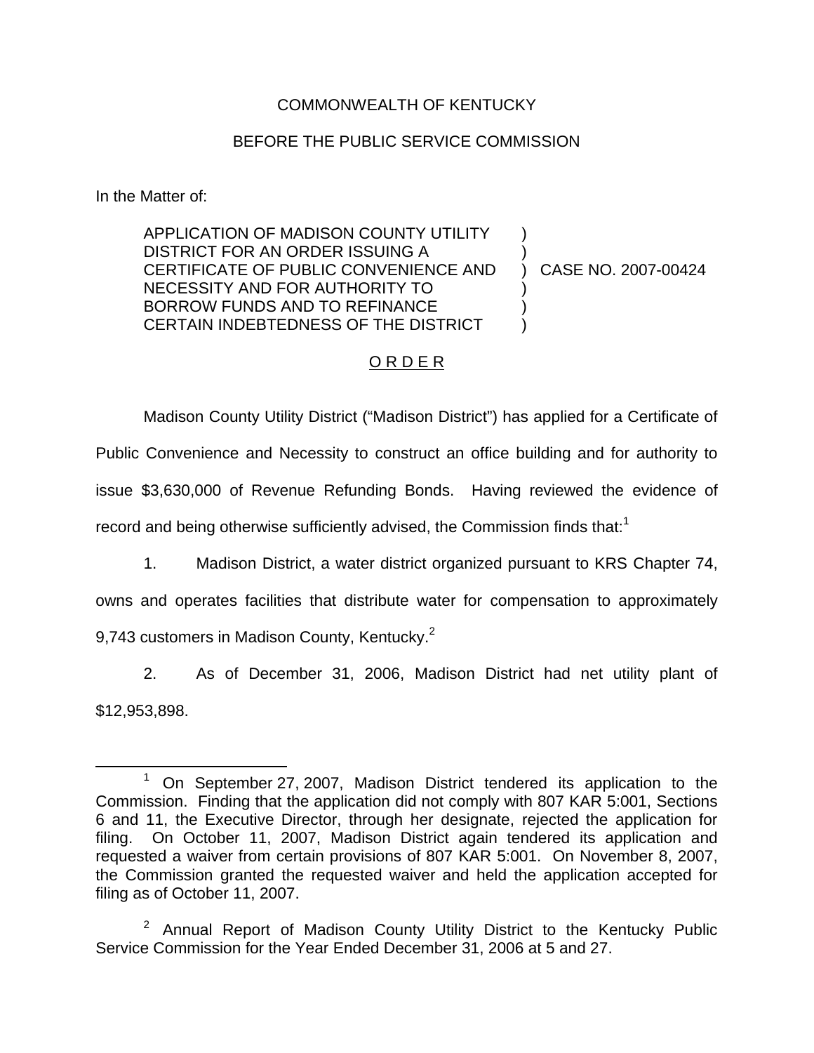COMMONWEALTH OF KENTUCKY

BEFORE THE PUBLIC SERVICE COMMISSION

In the Matter of:

APPLICATION OF MADISON COUNTY UTILITY DISTRICT FOR AN ORDER ISSUING A CERTIFICATE OF PUBLIC CONVENIENCE AND NECESSITY AND FOR AUTHORITY TO BORROW FUNDS AND TO REFINANCE CERTAIN INDEBTEDNESS OF THE DISTRICT ) CASE NO. 2007-00424

## O R D E R

Madison County Utility District ("Madison District") has applied for a Certificate of Public Convenience and Necessity to construct an office building and for authority to issue $3,630,000 of Revenue Refunding Bonds. Having reviewed the evidence of record and being otherwise sufficiently advised, the Commission finds that:[1]

1. Madison District, a water district organized pursuant to KRS Chapter 74, owns and operates facilities that distribute water for compensation to approximately 9,743 customers in Madison County, Kentucky.[2]

2. As of December 31, 2006, Madison District had net utility plant of $12,953,898.

---

[1] On September 27, 2007, Madison District tendered its application to the Commission. Finding that the application did not comply with 807 KAR 5:001, Sections 6 and 11, the Executive Director, through her designate, rejected the application for filing. On October 11, 2007, Madison District again tendered its application and requested a waiver from certain provisions of 807 KAR 5:001. On November 8, 2007, the Commission granted the requested waiver and held the application accepted for filing as of October 11, 2007.

[2] Annual Report of Madison County Utility District to the Kentucky Public Service Commission for the Year Ended December 31, 2006 at 5 and 27.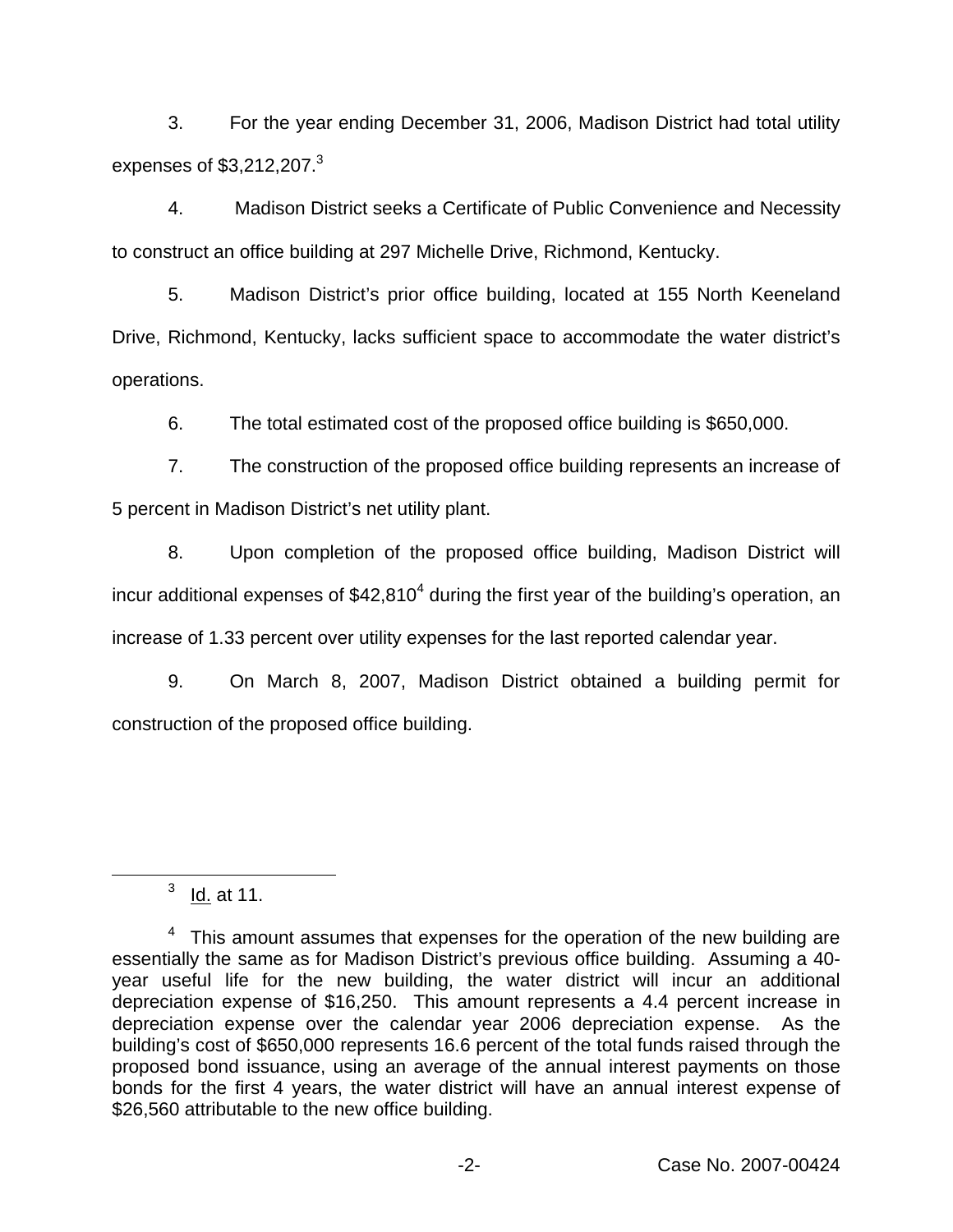3. For the year ending December 31, 2006, Madison District had total utility expenses of $3,212,207.[3]

4. Madison District seeks a Certificate of Public Convenience and Necessity to construct an office building at 297 Michelle Drive, Richmond, Kentucky.

5. Madison District's prior office building, located at 155 North Keeneland Drive, Richmond, Kentucky, lacks sufficient space to accommodate the water district's operations.

6. The total estimated cost of the proposed office building is $650,000.

7. The construction of the proposed office building represents an increase of 5 percent in Madison District's net utility plant.

8. Upon completion of the proposed office building, Madison District will incur additional expenses of $42,810[4] during the first year of the building's operation, an increase of 1.33 percent over utility expenses for the last reported calendar year.

9. On March 8, 2007, Madison District obtained a building permit for construction of the proposed office building.

---

[3] Id. at 11.

[4] This amount assumes that expenses for the operation of the new building are essentially the same as for Madison District's previous office building. Assuming a 40-year useful life for the new building, the water district will incur an additional depreciation expense of $16,250. This amount represents a 4.4 percent increase in depreciation expense over the calendar year 2006 depreciation expense. As the building's cost of $650,000 represents 16.6 percent of the total funds raised through the proposed bond issuance, using an average of the annual interest payments on those bonds for the first 4 years, the water district will have an annual interest expense of $26,560 attributable to the new office building.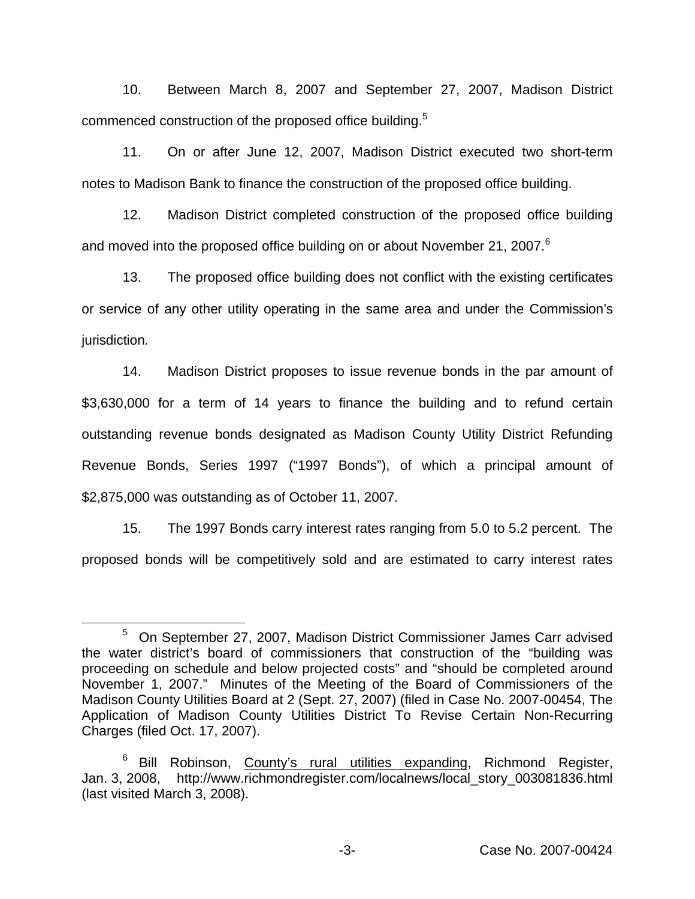10. Between March 8, 2007 and September 27, 2007, Madison District commenced construction of the proposed office building.[5]

11. On or after June 12, 2007, Madison District executed two short-term notes to Madison Bank to finance the construction of the proposed office building.

12. Madison District completed construction of the proposed office building and moved into the proposed office building on or about November 21, 2007.[6]

13. The proposed office building does not conflict with the existing certificates or service of any other utility operating in the same area and under the Commission's jurisdiction.

14. Madison District proposes to issue revenue bonds in the par amount of $3,630,000 for a term of 14 years to finance the building and to refund certain outstanding revenue bonds designated as Madison County Utility District Refunding Revenue Bonds, Series 1997 ("1997 Bonds"), of which a principal amount of $2,875,000 was outstanding as of October 11, 2007.

15. The 1997 Bonds carry interest rates ranging from 5.0 to 5.2 percent. The proposed bonds will be competitively sold and are estimated to carry interest rates

---

[5] On September 27, 2007, Madison District Commissioner James Carr advised the water district's board of commissioners that construction of the "building was proceeding on schedule and below projected costs" and "should be completed around November 1, 2007." Minutes of the Meeting of the Board of Commissioners of the Madison County Utilities Board at 2 (Sept. 27, 2007) (filed in Case No. 2007-00454, The Application of Madison County Utilities District To Revise Certain Non-Recurring Charges (filed Oct. 17, 2007).

[6] Bill Robinson, County's rural utilities expanding, Richmond Register, Jan. 3, 2008, http://www.richmondregister.com/localnews/local_story_003081836.html (last visited March 3, 2008).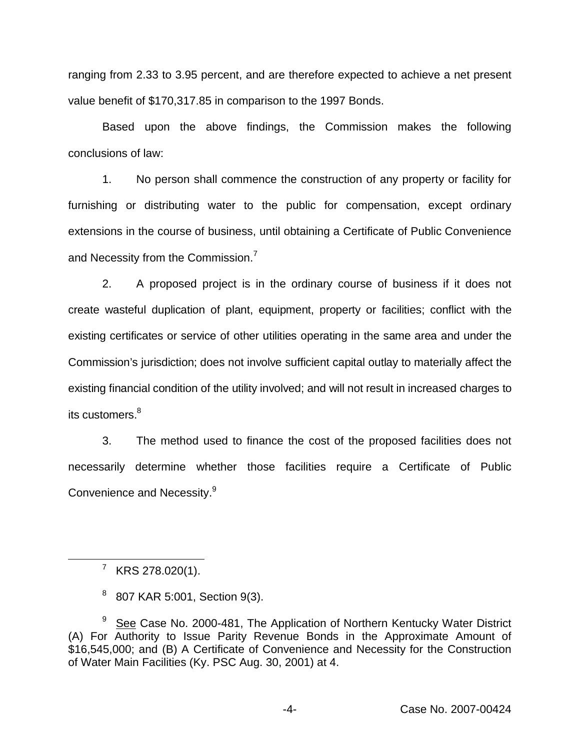ranging from 2.33 to 3.95 percent, and are therefore expected to achieve a net present value benefit of $170,317.85 in comparison to the 1997 Bonds.

Based upon the above findings, the Commission makes the following conclusions of law:

1. No person shall commence the construction of any property or facility for furnishing or distributing water to the public for compensation, except ordinary extensions in the course of business, until obtaining a Certificate of Public Convenience and Necessity from the Commission.[7]

2. A proposed project is in the ordinary course of business if it does not create wasteful duplication of plant, equipment, property or facilities; conflict with the existing certificates or service of other utilities operating in the same area and under the Commission's jurisdiction; does not involve sufficient capital outlay to materially affect the existing financial condition of the utility involved; and will not result in increased charges to its customers.[8]

3. The method used to finance the cost of the proposed facilities does not necessarily determine whether those facilities require a Certificate of Public Convenience and Necessity.[9]

---

[7] KRS 278.020(1).

[8] 807 KAR 5:001, Section 9(3).

[9] See Case No. 2000-481, The Application of Northern Kentucky Water District (A) For Authority to Issue Parity Revenue Bonds in the Approximate Amount of $16,545,000; and (B) A Certificate of Convenience and Necessity for the Construction of Water Main Facilities (Ky. PSC Aug. 30, 2001) at 4.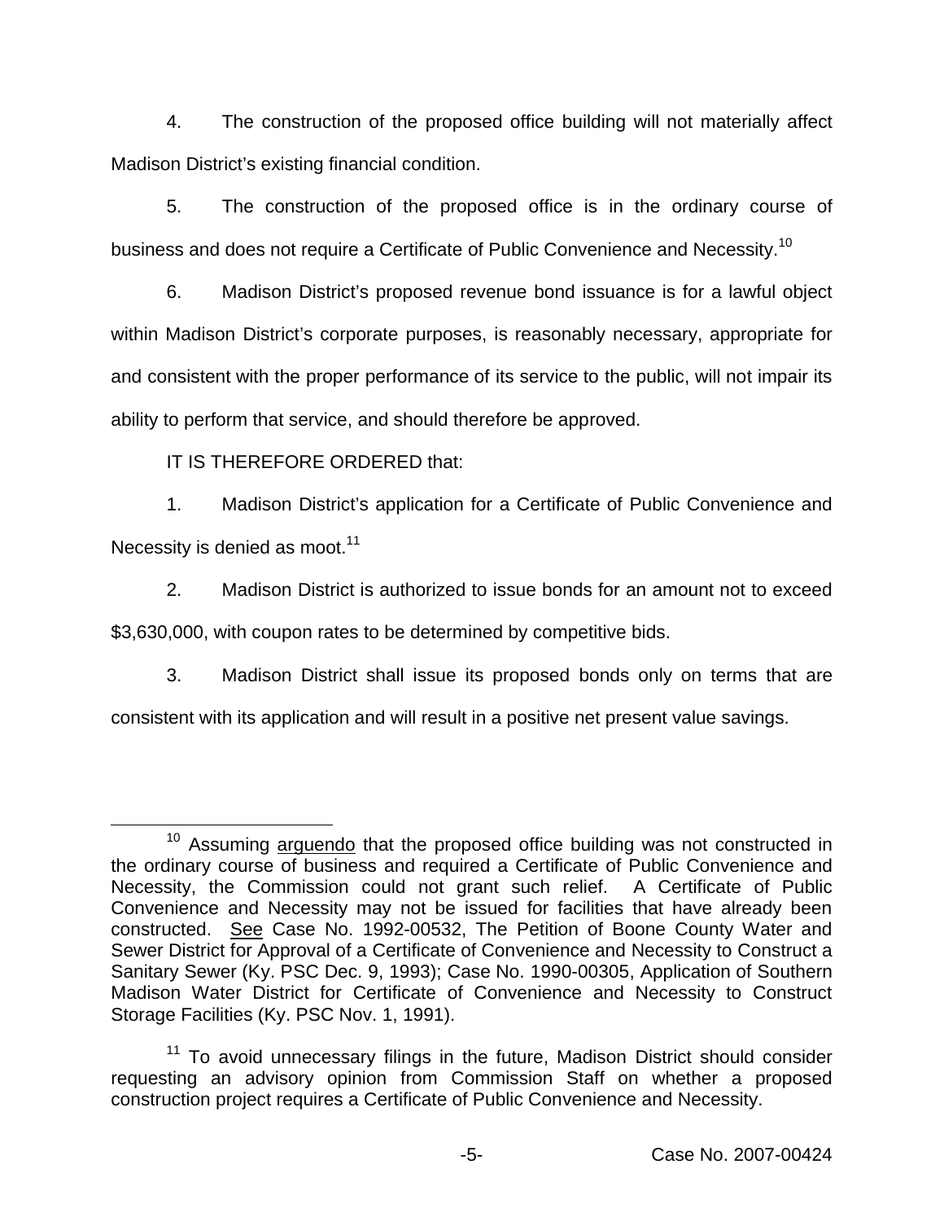4. The construction of the proposed office building will not materially affect Madison District's existing financial condition.

5. The construction of the proposed office is in the ordinary course of business and does not require a Certificate of Public Convenience and Necessity.[10]

6. Madison District's proposed revenue bond issuance is for a lawful object within Madison District's corporate purposes, is reasonably necessary, appropriate for and consistent with the proper performance of its service to the public, will not impair its ability to perform that service, and should therefore be approved.

IT IS THEREFORE ORDERED that:

1. Madison District's application for a Certificate of Public Convenience and Necessity is denied as moot.[11]

2. Madison District is authorized to issue bonds for an amount not to exceed \$3,630,000, with coupon rates to be determined by competitive bids.

3. Madison District shall issue its proposed bonds only on terms that are consistent with its application and will result in a positive net present value savings.

---

[10] Assuming arguendo that the proposed office building was not constructed in the ordinary course of business and required a Certificate of Public Convenience and Necessity, the Commission could not grant such relief. A Certificate of Public Convenience and Necessity may not be issued for facilities that have already been constructed. See Case No. 1992-00532, The Petition of Boone County Water and Sewer District for Approval of a Certificate of Convenience and Necessity to Construct a Sanitary Sewer (Ky. PSC Dec. 9, 1993); Case No. 1990-00305, Application of Southern Madison Water District for Certificate of Convenience and Necessity to Construct Storage Facilities (Ky. PSC Nov. 1, 1991).

[11] To avoid unnecessary filings in the future, Madison District should consider requesting an advisory opinion from Commission Staff on whether a proposed construction project requires a Certificate of Public Convenience and Necessity.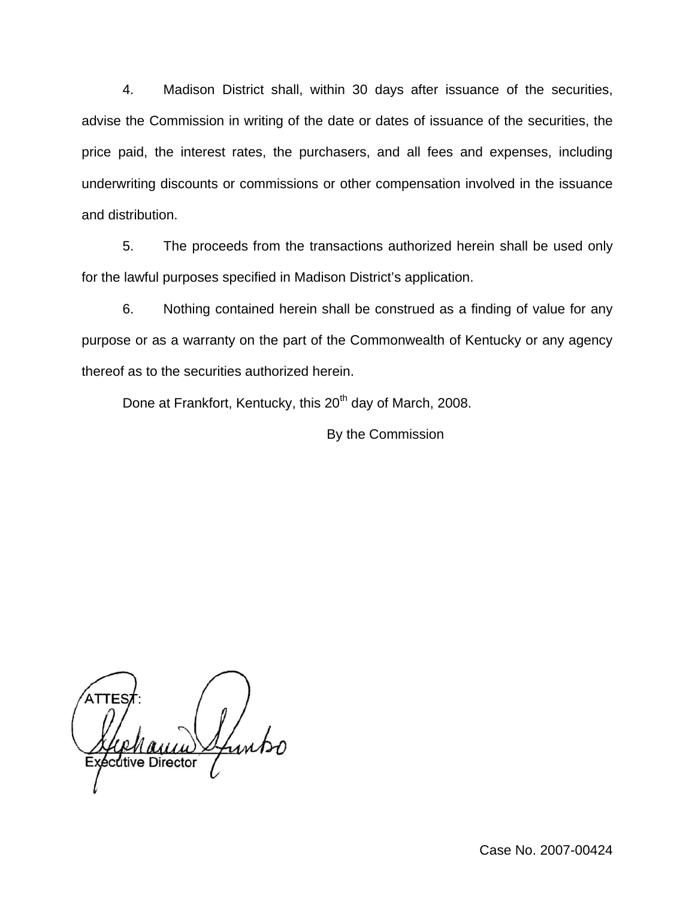4. Madison District shall, within 30 days after issuance of the securities, advise the Commission in writing of the date or dates of issuance of the securities, the price paid, the interest rates, the purchasers, and all fees and expenses, including underwriting discounts or commissions or other compensation involved in the issuance and distribution.

5. The proceeds from the transactions authorized herein shall be used only for the lawful purposes specified in Madison District's application.

6. Nothing contained herein shall be construed as a finding of value for any purpose or as a warranty on the part of the Commonwealth of Kentucky or any agency thereof as to the securities authorized herein.

Done at Frankfort, Kentucky, this 20th day of March, 2008.

By the Commission

ATTEST:

Executive Director

Case No. 2007-00424